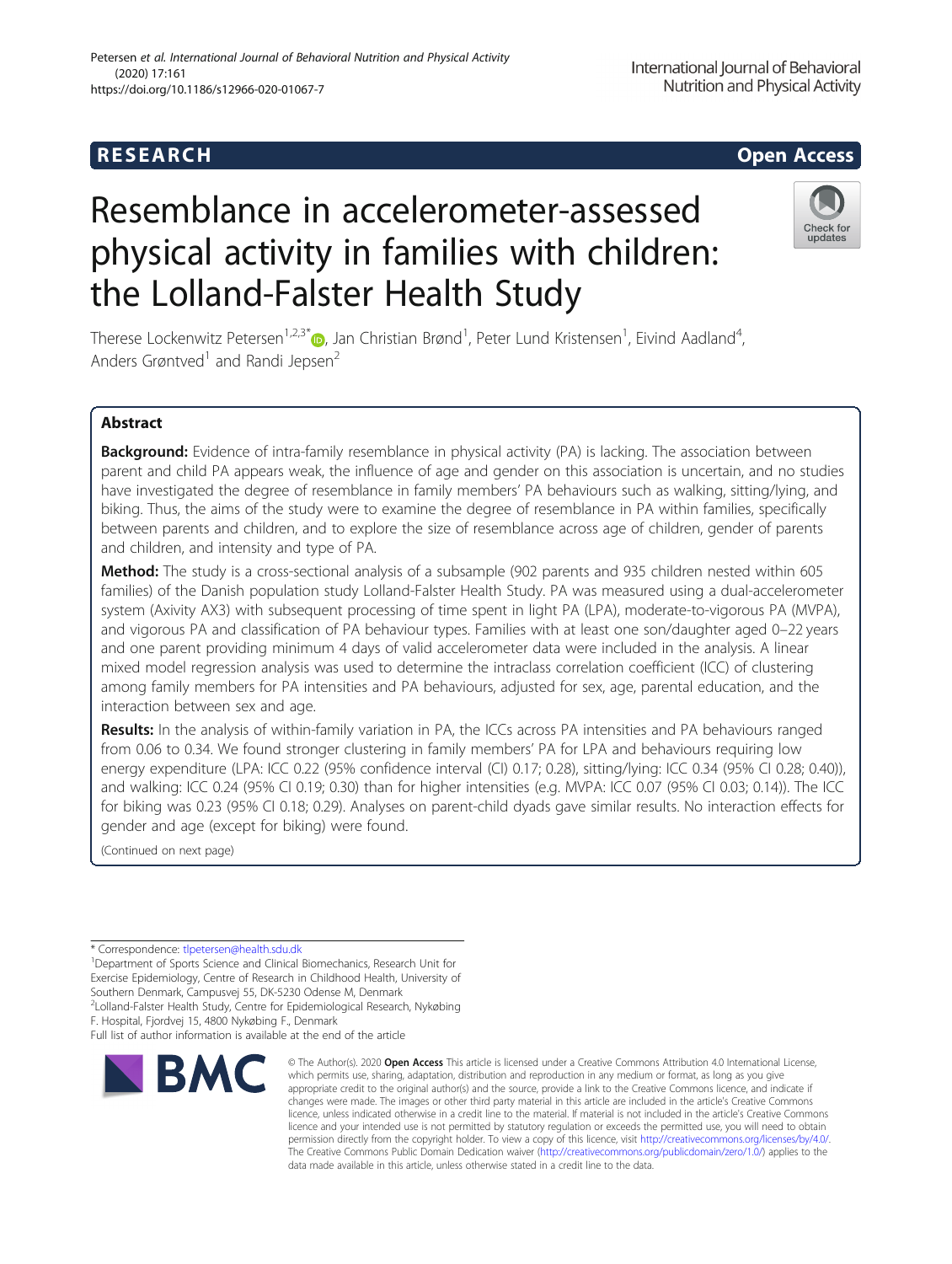RESEARCH

Open Access

# Resemblance in accelerometer-assessed physical activity in families with children: the Lolland-Falster Health Study

Therese Lockenwitz Petersen[1,2,3*], Jan Christian Brønd[1], Peter Lund Kristensen[1], Eivind Aadland[4], Anders Grøntved[1] and Randi Jepsen[2]

## Abstract

**Background:** Evidence of intra-family resemblance in physical activity (PA) is lacking. The association between parent and child PA appears weak, the influence of age and gender on this association is uncertain, and no studies have investigated the degree of resemblance in family members' PA behaviours such as walking, sitting/lying, and biking. Thus, the aims of the study were to examine the degree of resemblance in PA within families, specifically between parents and children, and to explore the size of resemblance across age of children, gender of parents and children, and intensity and type of PA.

**Method:** The study is a cross-sectional analysis of a subsample (902 parents and 935 children nested within 605 families) of the Danish population study Lolland-Falster Health Study. PA was measured using a dual-accelerometer system (Axivity AX3) with subsequent processing of time spent in light PA (LPA), moderate-to-vigorous PA (MVPA), and vigorous PA and classification of PA behaviour types. Families with at least one son/daughter aged 0–22 years and one parent providing minimum 4 days of valid accelerometer data were included in the analysis. A linear mixed model regression analysis was used to determine the intraclass correlation coefficient (ICC) of clustering among family members for PA intensities and PA behaviours, adjusted for sex, age, parental education, and the interaction between sex and age.

**Results:** In the analysis of within-family variation in PA, the ICCs across PA intensities and PA behaviours ranged from 0.06 to 0.34. We found stronger clustering in family members' PA for LPA and behaviours requiring low energy expenditure (LPA: ICC 0.22 (95% confidence interval (CI) 0.17; 0.28), sitting/lying: ICC 0.34 (95% CI 0.28; 0.40)), and walking: ICC 0.24 (95% CI 0.19; 0.30) than for higher intensities (e.g. MVPA: ICC 0.07 (95% CI 0.03; 0.14)). The ICC for biking was 0.23 (95% CI 0.18; 0.29). Analyses on parent-child dyads gave similar results. No interaction effects for gender and age (except for biking) were found.

(Continued on next page)

---

* Correspondence: tlpetersen@health.sdu.dk

[1] Department of Sports Science and Clinical Biomechanics, Research Unit for Exercise Epidemiology, Centre of Research in Childhood Health, University of Southern Denmark, Campusvej 55, DK-5230 Odense M, Denmark

[2] Lolland-Falster Health Study, Centre for Epidemiological Research, Nykøbing F. Hospital, Fjordvej 15, 4800 Nykøbing F., Denmark

Full list of author information is available at the end of the article

© The Author(s). 2020 **Open Access** This article is licensed under a Creative Commons Attribution 4.0 International License, which permits use, sharing, adaptation, distribution and reproduction in any medium or format, as long as you give appropriate credit to the original author(s) and the source, provide a link to the Creative Commons licence, and indicate if changes were made. The images or other third party material in this article are included in the article's Creative Commons licence, unless indicated otherwise in a credit line to the material. If material is not included in the article's Creative Commons licence and your intended use is not permitted by statutory regulation or exceeds the permitted use, you will need to obtain permission directly from the copyright holder. To view a copy of this licence, visit http://creativecommons.org/licenses/by/4.0/. The Creative Commons Public Domain Dedication waiver (http://creativecommons.org/publicdomain/zero/1.0/) applies to the data made available in this article, unless otherwise stated in a credit line to the data.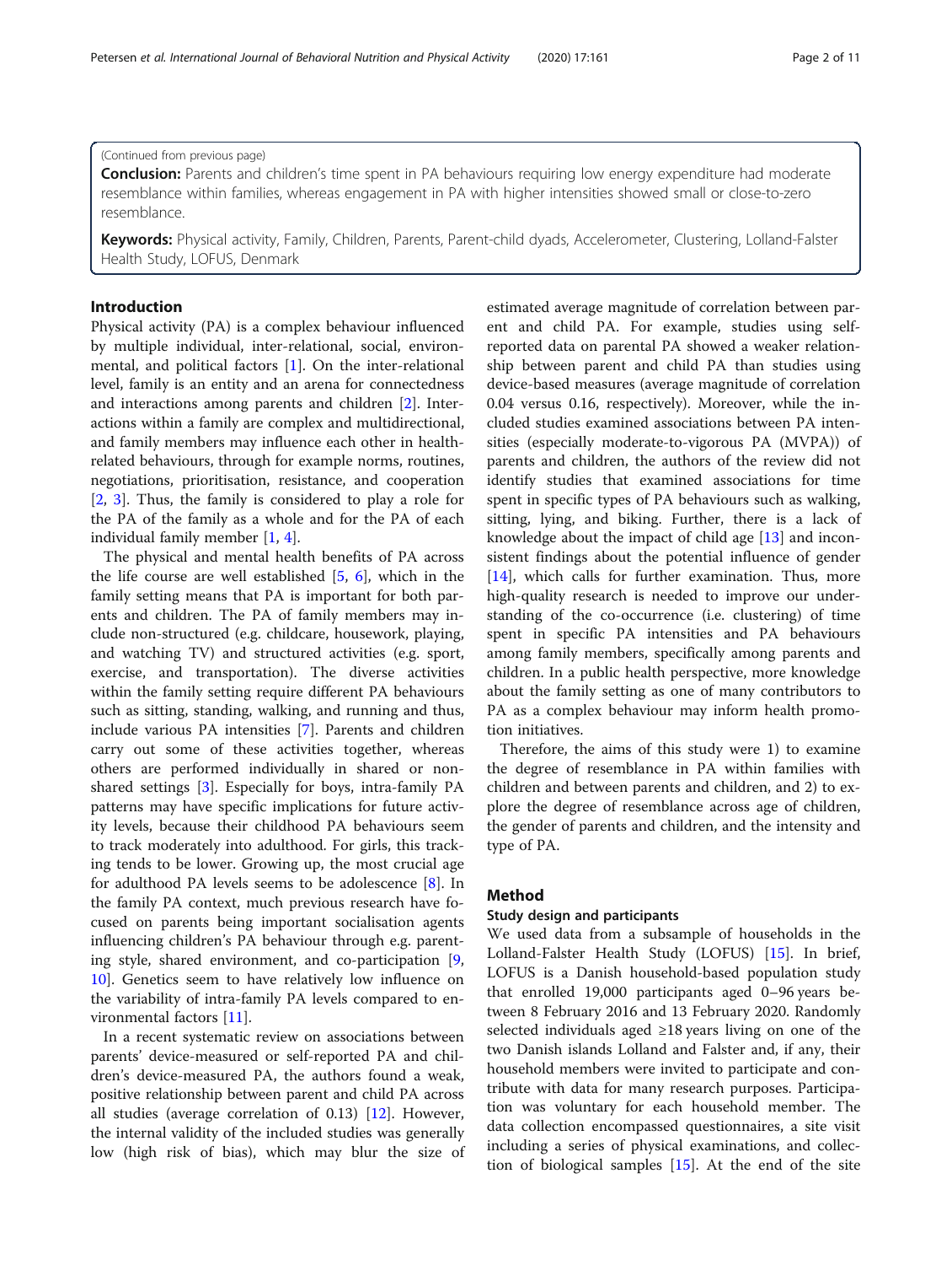(Continued from previous page)

**Conclusion:** Parents and children's time spent in PA behaviours requiring low energy expenditure had moderate resemblance within families, whereas engagement in PA with higher intensities showed small or close-to-zero resemblance.

**Keywords:** Physical activity, Family, Children, Parents, Parent-child dyads, Accelerometer, Clustering, Lolland-Falster Health Study, LOFUS, Denmark

## Introduction

Physical activity (PA) is a complex behaviour influenced by multiple individual, inter-relational, social, environmental, and political factors [1]. On the inter-relational level, family is an entity and an arena for connectedness and interactions among parents and children [2]. Interactions within a family are complex and multidirectional, and family members may influence each other in health-related behaviours, through for example norms, routines, negotiations, prioritisation, resistance, and cooperation [2, 3]. Thus, the family is considered to play a role for the PA of the family as a whole and for the PA of each individual family member [1, 4].

The physical and mental health benefits of PA across the life course are well established [5, 6], which in the family setting means that PA is important for both parents and children. The PA of family members may include non-structured (e.g. childcare, housework, playing, and watching TV) and structured activities (e.g. sport, exercise, and transportation). The diverse activities within the family setting require different PA behaviours such as sitting, standing, walking, and running and thus, include various PA intensities [7]. Parents and children carry out some of these activities together, whereas others are performed individually in shared or non-shared settings [3]. Especially for boys, intra-family PA patterns may have specific implications for future activity levels, because their childhood PA behaviours seem to track moderately into adulthood. For girls, this tracking tends to be lower. Growing up, the most crucial age for adulthood PA levels seems to be adolescence [8]. In the family PA context, much previous research have focused on parents being important socialisation agents influencing children's PA behaviour through e.g. parenting style, shared environment, and co-participation [9, 10]. Genetics seem to have relatively low influence on the variability of intra-family PA levels compared to environmental factors [11].

In a recent systematic review on associations between parents' device-measured or self-reported PA and children's device-measured PA, the authors found a weak, positive relationship between parent and child PA across all studies (average correlation of 0.13) [12]. However, the internal validity of the included studies was generally low (high risk of bias), which may blur the size of estimated average magnitude of correlation between parent and child PA. For example, studies using self-reported data on parental PA showed a weaker relationship between parent and child PA than studies using device-based measures (average magnitude of correlation 0.04 versus 0.16, respectively). Moreover, while the included studies examined associations between PA intensities (especially moderate-to-vigorous PA (MVPA)) of parents and children, the authors of the review did not identify studies that examined associations for time spent in specific types of PA behaviours such as walking, sitting, lying, and biking. Further, there is a lack of knowledge about the impact of child age [13] and inconsistent findings about the potential influence of gender [14], which calls for further examination. Thus, more high-quality research is needed to improve our understanding of the co-occurrence (i.e. clustering) of time spent in specific PA intensities and PA behaviours among family members, specifically among parents and children. In a public health perspective, more knowledge about the family setting as one of many contributors to PA as a complex behaviour may inform health promotion initiatives.

Therefore, the aims of this study were 1) to examine the degree of resemblance in PA within families with children and between parents and children, and 2) to explore the degree of resemblance across age of children, the gender of parents and children, and the intensity and type of PA.

## Method

### Study design and participants

We used data from a subsample of households in the Lolland-Falster Health Study (LOFUS) [15]. In brief, LOFUS is a Danish household-based population study that enrolled 19,000 participants aged 0–96 years between 8 February 2016 and 13 February 2020. Randomly selected individuals aged ≥18 years living on one of the two Danish islands Lolland and Falster and, if any, their household members were invited to participate and contribute with data for many research purposes. Participation was voluntary for each household member. The data collection encompassed questionnaires, a site visit including a series of physical examinations, and collection of biological samples [15]. At the end of the site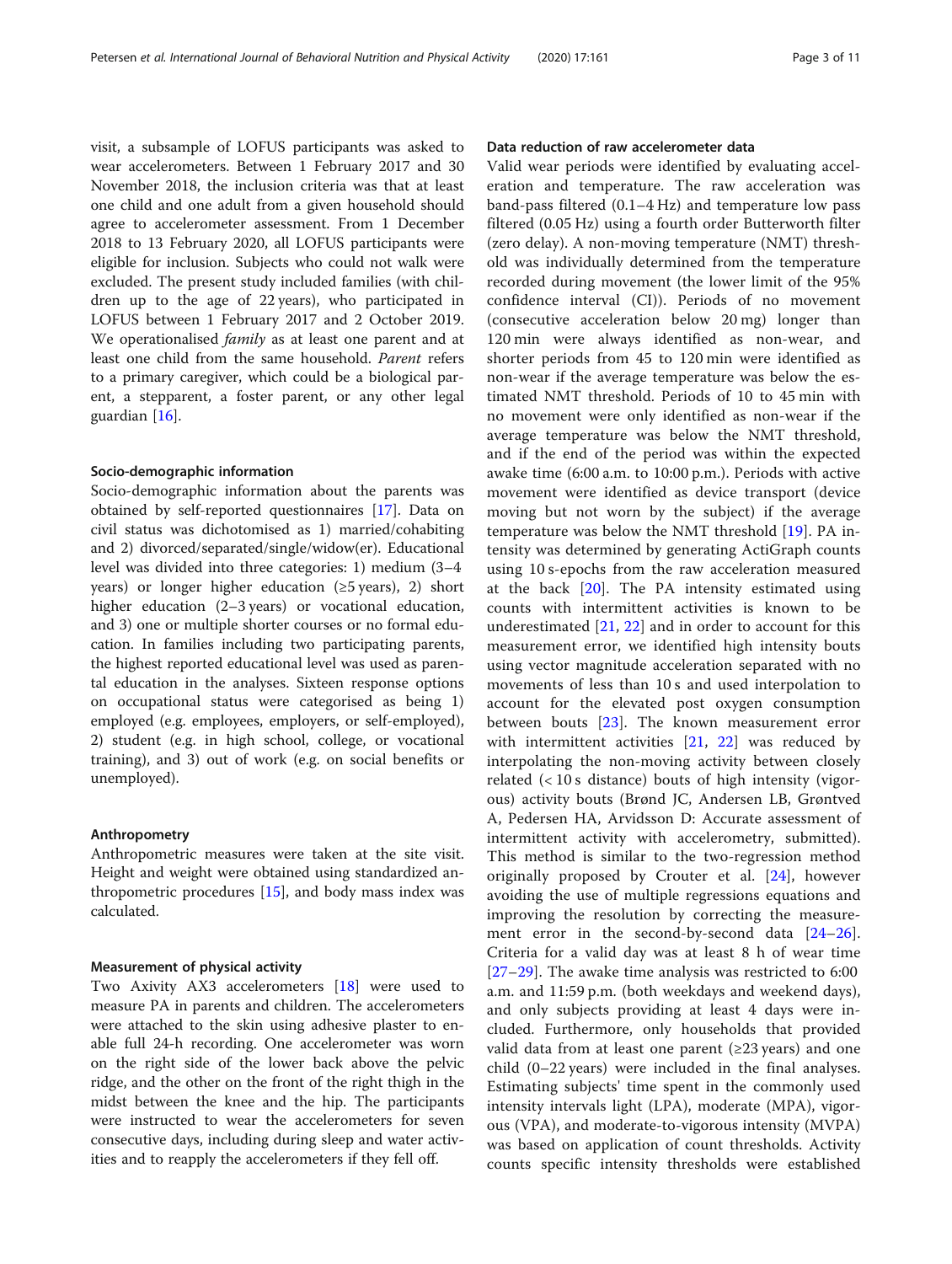visit, a subsample of LOFUS participants was asked to wear accelerometers. Between 1 February 2017 and 30 November 2018, the inclusion criteria was that at least one child and one adult from a given household should agree to accelerometer assessment. From 1 December 2018 to 13 February 2020, all LOFUS participants were eligible for inclusion. Subjects who could not walk were excluded. The present study included families (with children up to the age of 22 years), who participated in LOFUS between 1 February 2017 and 2 October 2019. We operationalised *family* as at least one parent and at least one child from the same household. *Parent* refers to a primary caregiver, which could be a biological parent, a stepparent, a foster parent, or any other legal guardian [16].

### Socio-demographic information

Socio-demographic information about the parents was obtained by self-reported questionnaires [17]. Data on civil status was dichotomised as 1) married/cohabiting and 2) divorced/separated/single/widow(er). Educational level was divided into three categories: 1) medium (3–4 years) or longer higher education (≥5 years), 2) short higher education (2–3 years) or vocational education, and 3) one or multiple shorter courses or no formal education. In families including two participating parents, the highest reported educational level was used as parental education in the analyses. Sixteen response options on occupational status were categorised as being 1) employed (e.g. employees, employers, or self-employed), 2) student (e.g. in high school, college, or vocational training), and 3) out of work (e.g. on social benefits or unemployed).

### Anthropometry

Anthropometric measures were taken at the site visit. Height and weight were obtained using standardized anthropometric procedures [15], and body mass index was calculated.

### Measurement of physical activity

Two Axivity AX3 accelerometers [18] were used to measure PA in parents and children. The accelerometers were attached to the skin using adhesive plaster to enable full 24-h recording. One accelerometer was worn on the right side of the lower back above the pelvic ridge, and the other on the front of the right thigh in the midst between the knee and the hip. The participants were instructed to wear the accelerometers for seven consecutive days, including during sleep and water activities and to reapply the accelerometers if they fell off.

### Data reduction of raw accelerometer data

Valid wear periods were identified by evaluating acceleration and temperature. The raw acceleration was band-pass filtered (0.1–4 Hz) and temperature low pass filtered (0.05 Hz) using a fourth order Butterworth filter (zero delay). A non-moving temperature (NMT) threshold was individually determined from the temperature recorded during movement (the lower limit of the 95% confidence interval (CI)). Periods of no movement (consecutive acceleration below 20 mg) longer than 120 min were always identified as non-wear, and shorter periods from 45 to 120 min were identified as non-wear if the average temperature was below the estimated NMT threshold. Periods of 10 to 45 min with no movement were only identified as non-wear if the average temperature was below the NMT threshold, and if the end of the period was within the expected awake time (6:00 a.m. to 10:00 p.m.). Periods with active movement were identified as device transport (device moving but not worn by the subject) if the average temperature was below the NMT threshold [19]. PA intensity was determined by generating ActiGraph counts using 10 s-epochs from the raw acceleration measured at the back [20]. The PA intensity estimated using counts with intermittent activities is known to be underestimated [21, 22] and in order to account for this measurement error, we identified high intensity bouts using vector magnitude acceleration separated with no movements of less than 10 s and used interpolation to account for the elevated post oxygen consumption between bouts [23]. The known measurement error with intermittent activities [21, 22] was reduced by interpolating the non-moving activity between closely related (< 10 s distance) bouts of high intensity (vigorous) activity bouts (Brønd JC, Andersen LB, Grøntved A, Pedersen HA, Arvidsson D: Accurate assessment of intermittent activity with accelerometry, submitted). This method is similar to the two-regression method originally proposed by Crouter et al. [24], however avoiding the use of multiple regressions equations and improving the resolution by correcting the measurement error in the second-by-second data [24–26]. Criteria for a valid day was at least 8 h of wear time [27–29]. The awake time analysis was restricted to 6:00 a.m. and 11:59 p.m. (both weekdays and weekend days), and only subjects providing at least 4 days were included. Furthermore, only households that provided valid data from at least one parent (≥23 years) and one child (0–22 years) were included in the final analyses. Estimating subjects' time spent in the commonly used intensity intervals light (LPA), moderate (MPA), vigorous (VPA), and moderate-to-vigorous intensity (MVPA) was based on application of count thresholds. Activity counts specific intensity thresholds were established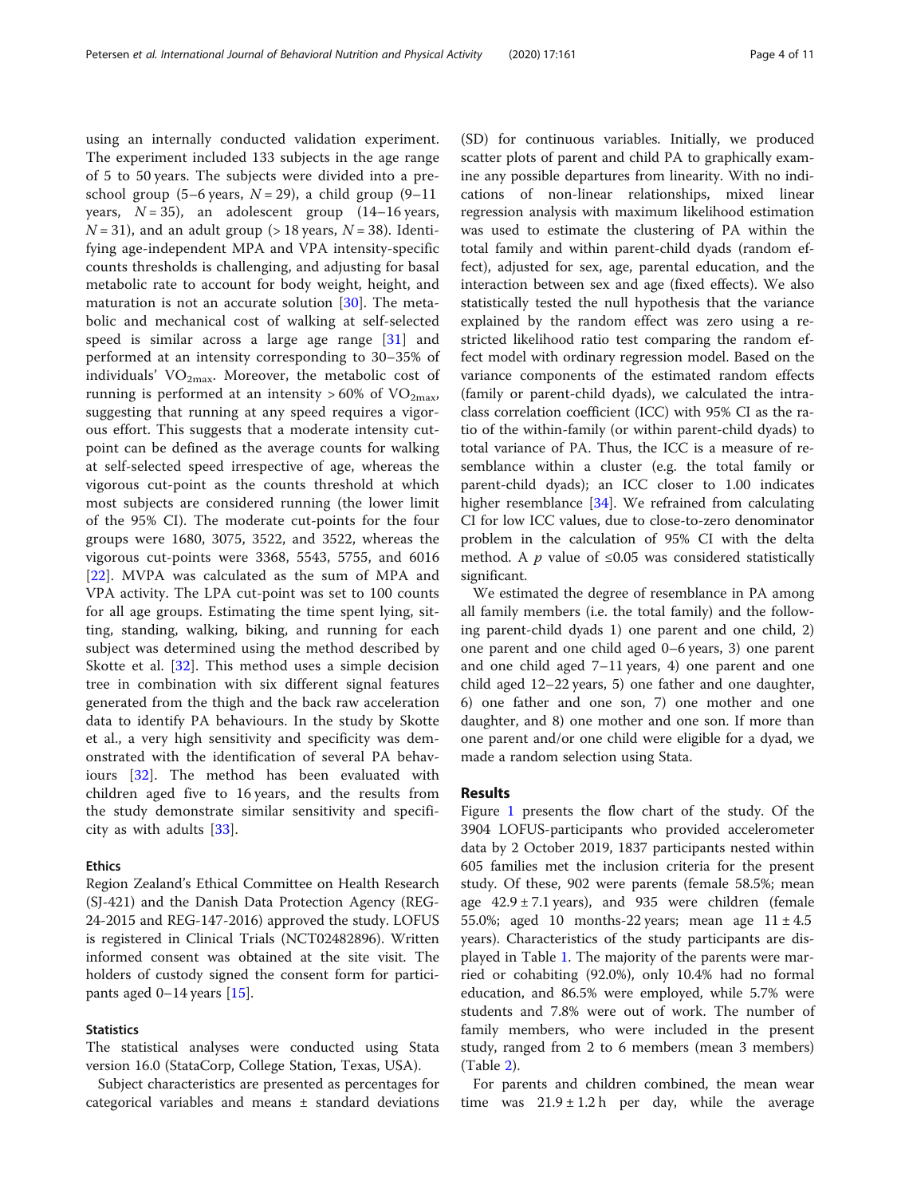using an internally conducted validation experiment. The experiment included 133 subjects in the age range of 5 to 50 years. The subjects were divided into a preschool group (5–6 years, $N = 29$), a child group (9–11 years, $N = 35$), an adolescent group (14–16 years, $N = 31$), and an adult group (> 18 years, $N = 38$). Identifying age-independent MPA and VPA intensity-specific counts thresholds is challenging, and adjusting for basal metabolic rate to account for body weight, height, and maturation is not an accurate solution [30]. The metabolic and mechanical cost of walking at self-selected speed is similar across a large age range [31] and performed at an intensity corresponding to 30–35% of individuals' $VO_{2max}$. Moreover, the metabolic cost of running is performed at an intensity > 60% of $VO_{2max}$, suggesting that running at any speed requires a vigorous effort. This suggests that a moderate intensity cut-point can be defined as the average counts for walking at self-selected speed irrespective of age, whereas the vigorous cut-point as the counts threshold at which most subjects are considered running (the lower limit of the 95% CI). The moderate cut-points for the four groups were 1680, 3075, 3522, and 3522, whereas the vigorous cut-points were 3368, 5543, 5755, and 6016 [22]. MVPA was calculated as the sum of MPA and VPA activity. The LPA cut-point was set to 100 counts for all age groups. Estimating the time spent lying, sitting, standing, walking, biking, and running for each subject was determined using the method described by Skotte et al. [32]. This method uses a simple decision tree in combination with six different signal features generated from the thigh and the back raw acceleration data to identify PA behaviours. In the study by Skotte et al., a very high sensitivity and specificity was demonstrated with the identification of several PA behaviours [32]. The method has been evaluated with children aged five to 16 years, and the results from the study demonstrate similar sensitivity and specificity as with adults [33].

### Ethics

Region Zealand's Ethical Committee on Health Research (SJ-421) and the Danish Data Protection Agency (REG-24-2015 and REG-147-2016) approved the study. LOFUS is registered in Clinical Trials (NCT02482896). Written informed consent was obtained at the site visit. The holders of custody signed the consent form for participants aged 0–14 years [15].

### Statistics

The statistical analyses were conducted using Stata version 16.0 (StataCorp, College Station, Texas, USA).

Subject characteristics are presented as percentages for categorical variables and means ± standard deviations (SD) for continuous variables. Initially, we produced scatter plots of parent and child PA to graphically examine any possible departures from linearity. With no indications of non-linear relationships, mixed linear regression analysis with maximum likelihood estimation was used to estimate the clustering of PA within the total family and within parent-child dyads (random effect), adjusted for sex, age, parental education, and the interaction between sex and age (fixed effects). We also statistically tested the null hypothesis that the variance explained by the random effect was zero using a restricted likelihood ratio test comparing the random effect model with ordinary regression model. Based on the variance components of the estimated random effects (family or parent-child dyads), we calculated the intraclass correlation coefficient (ICC) with 95% CI as the ratio of the within-family (or within parent-child dyads) to total variance of PA. Thus, the ICC is a measure of resemblance within a cluster (e.g. the total family or parent-child dyads); an ICC closer to 1.00 indicates higher resemblance [34]. We refrained from calculating CI for low ICC values, due to close-to-zero denominator problem in the calculation of 95% CI with the delta method. A $p$ value of ≤0.05 was considered statistically significant.

We estimated the degree of resemblance in PA among all family members (i.e. the total family) and the following parent-child dyads 1) one parent and one child, 2) one parent and one child aged 0–6 years, 3) one parent and one child aged 7–11 years, 4) one parent and one child aged 12–22 years, 5) one father and one daughter, 6) one father and one son, 7) one mother and one daughter, and 8) one mother and one son. If more than one parent and/or one child were eligible for a dyad, we made a random selection using Stata.

## Results

Figure 1 presents the flow chart of the study. Of the 3904 LOFUS-participants who provided accelerometer data by 2 October 2019, 1837 participants nested within 605 families met the inclusion criteria for the present study. Of these, 902 were parents (female 58.5%; mean age 42.9 ± 7.1 years), and 935 were children (female 55.0%; aged 10 months-22 years; mean age 11 ± 4.5 years). Characteristics of the study participants are displayed in Table 1. The majority of the parents were married or cohabiting (92.0%), only 10.4% had no formal education, and 86.5% were employed, while 5.7% were students and 7.8% were out of work. The number of family members, who were included in the present study, ranged from 2 to 6 members (mean 3 members) (Table 2).

For parents and children combined, the mean wear time was 21.9 ± 1.2 h per day, while the average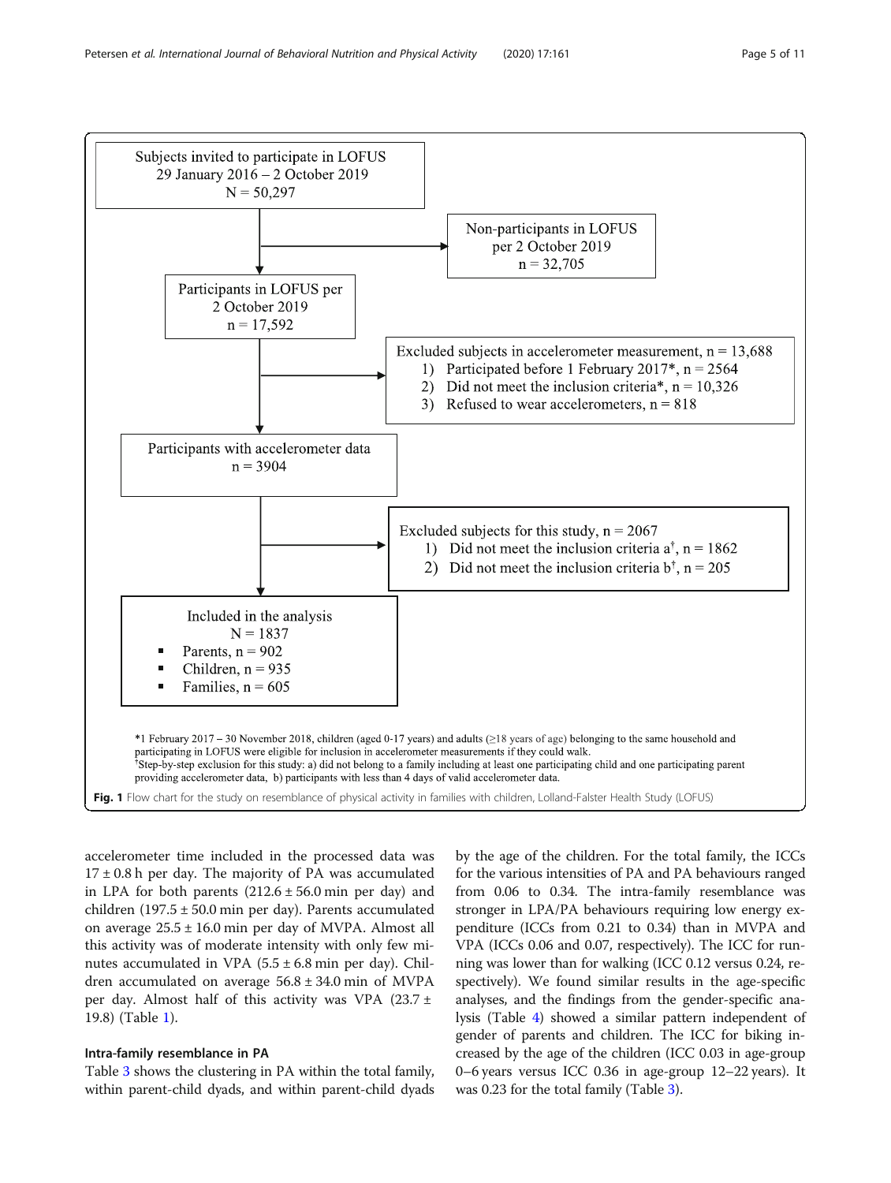Subjects invited to participate in LOFUS
29 January 2016 – 2 October 2019
N = 50,297

Non-participants in LOFUS
per 2 October 2019
n = 32,705

Participants in LOFUS per
2 October 2019
n = 17,592

Excluded subjects in accelerometer measurement, n = 13,688
1) Participated before 1 February 2017*, n = 2564
2) Did not meet the inclusion criteria*, n = 10,326
3) Refused to wear accelerometers, n = 818

Participants with accelerometer data
n = 3904

Excluded subjects for this study, n = 2067
1) Did not meet the inclusion criteria a[†], n = 1862
2) Did not meet the inclusion criteria b[†], n = 205

Included in the analysis
N = 1837
- Parents, n = 902
- Children, n = 935
- Families, n = 605

*1 February 2017 – 30 November 2018, children (aged 0-17 years) and adults (≥18 years of age) belonging to the same household and participating in LOFUS were eligible for inclusion in accelerometer measurements if they could walk.
[†]Step-by-step exclusion for this study: a) did not belong to a family including at least one participating child and one participating parent providing accelerometer data, b) participants with less than 4 days of valid accelerometer data.

**Fig. 1** Flow chart for the study on resemblance of physical activity in families with children, Lolland-Falster Health Study (LOFUS)

accelerometer time included in the processed data was 17 ± 0.8 h per day. The majority of PA was accumulated in LPA for both parents (212.6 ± 56.0 min per day) and children (197.5 ± 50.0 min per day). Parents accumulated on average 25.5 ± 16.0 min per day of MVPA. Almost all this activity was of moderate intensity with only few minutes accumulated in VPA (5.5 ± 6.8 min per day). Children accumulated on average 56.8 ± 34.0 min of MVPA per day. Almost half of this activity was VPA (23.7 ± 19.8) (Table 1).

## Intra-family resemblance in PA

Table 3 shows the clustering in PA within the total family, within parent-child dyads, and within parent-child dyads by the age of the children. For the total family, the ICCs for the various intensities of PA and PA behaviours ranged from 0.06 to 0.34. The intra-family resemblance was stronger in LPA/PA behaviours requiring low energy expenditure (ICCs from 0.21 to 0.34) than in MVPA and VPA (ICCs 0.06 and 0.07, respectively). The ICC for running was lower than for walking (ICC 0.12 versus 0.24, respectively). We found similar results in the age-specific analyses, and the findings from the gender-specific analysis (Table 4) showed a similar pattern independent of gender of parents and children. The ICC for biking increased by the age of the children (ICC 0.03 in age-group 0–6 years versus ICC 0.36 in age-group 12–22 years). It was 0.23 for the total family (Table 3).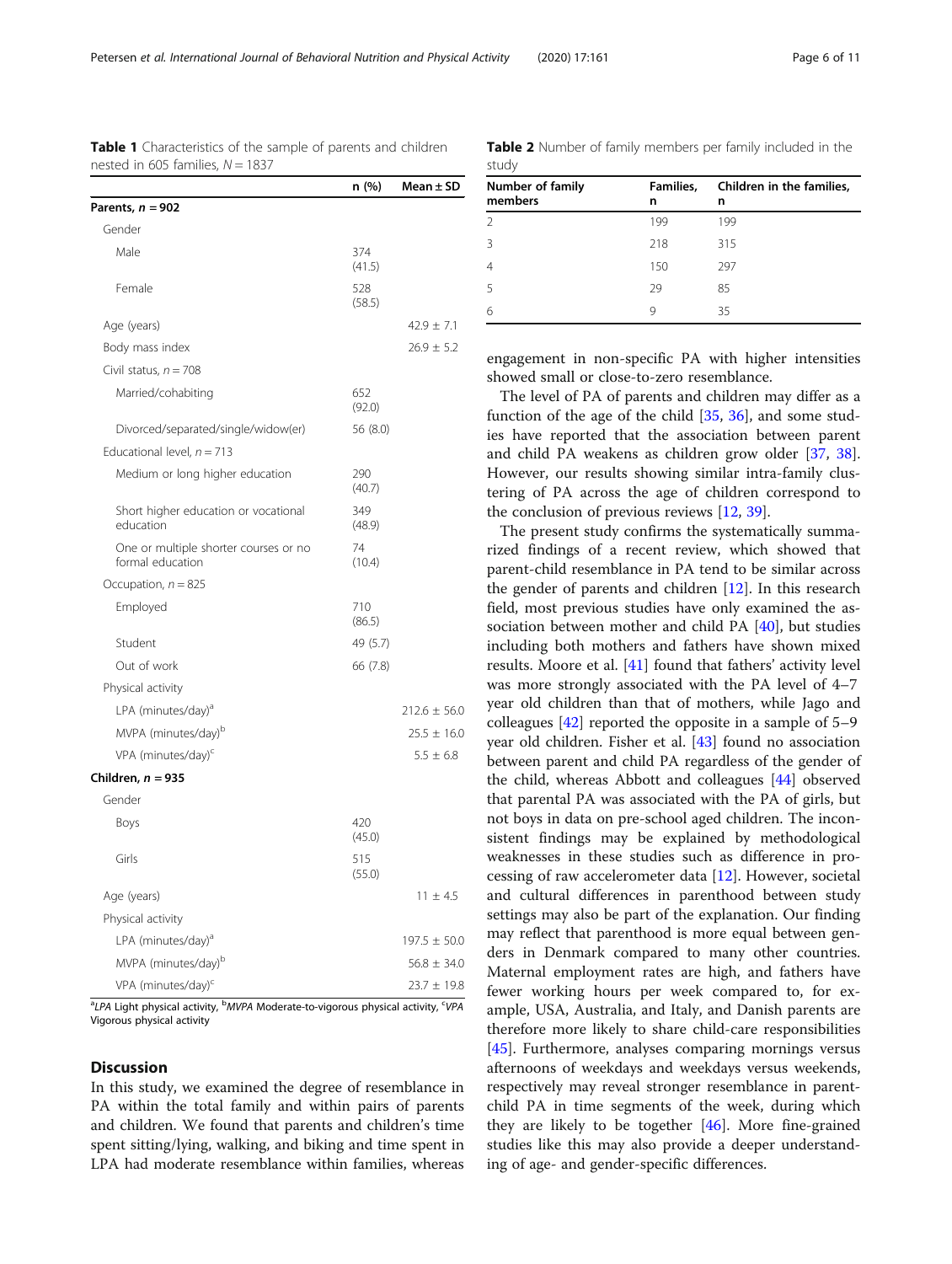**Table 1** Characteristics of the sample of parents and children nested in 605 families, $N = 1837$

| | n (%) | Mean ± SD |
|---|---|---|
| **Parents, $n = 902$** | | |
| Gender | | |
| Male | 374 (41.5) | |
| Female | 528 (58.5) | |
| Age (years) | | 42.9 ± 7.1 |
| Body mass index | | 26.9 ± 5.2 |
| Civil status, $n = 708$ | | |
| Married/cohabiting | 652 (92.0) | |
| Divorced/separated/single/widow(er) | 56 (8.0) | |
| Educational level, $n = 713$ | | |
| Medium or long higher education | 290 (40.7) | |
| Short higher education or vocational education | 349 (48.9) | |
| One or multiple shorter courses or no formal education | 74 (10.4) | |
| Occupation, $n = 825$ | | |
| Employed | 710 (86.5) | |
| Student | 49 (5.7) | |
| Out of work | 66 (7.8) | |
| Physical activity | | |
| LPA (minutes/day)[a] | | 212.6 ± 56.0 |
| MVPA (minutes/day)[b] | | 25.5 ± 16.0 |
| VPA (minutes/day)[c] | | 5.5 ± 6.8 |
| **Children, $n = 935$** | | |
| Gender | | |
| Boys | 420 (45.0) | |
| Girls | 515 (55.0) | |
| Age (years) | | 11 ± 4.5 |
| Physical activity | | |
| LPA (minutes/day)[a] | | 197.5 ± 50.0 |
| MVPA (minutes/day)[b] | | 56.8 ± 34.0 |
| VPA (minutes/day)[c] | | 23.7 ± 19.8 |

[a]*LPA* Light physical activity, [b]*MVPA* Moderate-to-vigorous physical activity, [c]*VPA* Vigorous physical activity

**Table 2** Number of family members per family included in the study

| Number of family members | Families, n | Children in the families, n |
|---|---|---|
| 2 | 199 | 199 |
| 3 | 218 | 315 |
| 4 | 150 | 297 |
| 5 | 29 | 85 |
| 6 | 9 | 35 |

## Discussion

In this study, we examined the degree of resemblance in PA within the total family and within pairs of parents and children. We found that parents and children's time spent sitting/lying, walking, and biking and time spent in LPA had moderate resemblance within families, whereas engagement in non-specific PA with higher intensities showed small or close-to-zero resemblance.

The level of PA of parents and children may differ as a function of the age of the child [35, 36], and some studies have reported that the association between parent and child PA weakens as children grow older [37, 38]. However, our results showing similar intra-family clustering of PA across the age of children correspond to the conclusion of previous reviews [12, 39].

The present study confirms the systematically summarized findings of a recent review, which showed that parent-child resemblance in PA tend to be similar across the gender of parents and children [12]. In this research field, most previous studies have only examined the association between mother and child PA [40], but studies including both mothers and fathers have shown mixed results. Moore et al. [41] found that fathers' activity level was more strongly associated with the PA level of 4–7 year old children than that of mothers, while Jago and colleagues [42] reported the opposite in a sample of 5–9 year old children. Fisher et al. [43] found no association between parent and child PA regardless of the gender of the child, whereas Abbott and colleagues [44] observed that parental PA was associated with the PA of girls, but not boys in data on pre-school aged children. The inconsistent findings may be explained by methodological weaknesses in these studies such as difference in processing of raw accelerometer data [12]. However, societal and cultural differences in parenthood between study settings may also be part of the explanation. Our finding may reflect that parenthood is more equal between genders in Denmark compared to many other countries. Maternal employment rates are high, and fathers have fewer working hours per week compared to, for example, USA, Australia, and Italy, and Danish parents are therefore more likely to share child-care responsibilities [45]. Furthermore, analyses comparing mornings versus afternoons of weekdays and weekdays versus weekends, respectively may reveal stronger resemblance in parent-child PA in time segments of the week, during which they are likely to be together [46]. More fine-grained studies like this may also provide a deeper understanding of age- and gender-specific differences.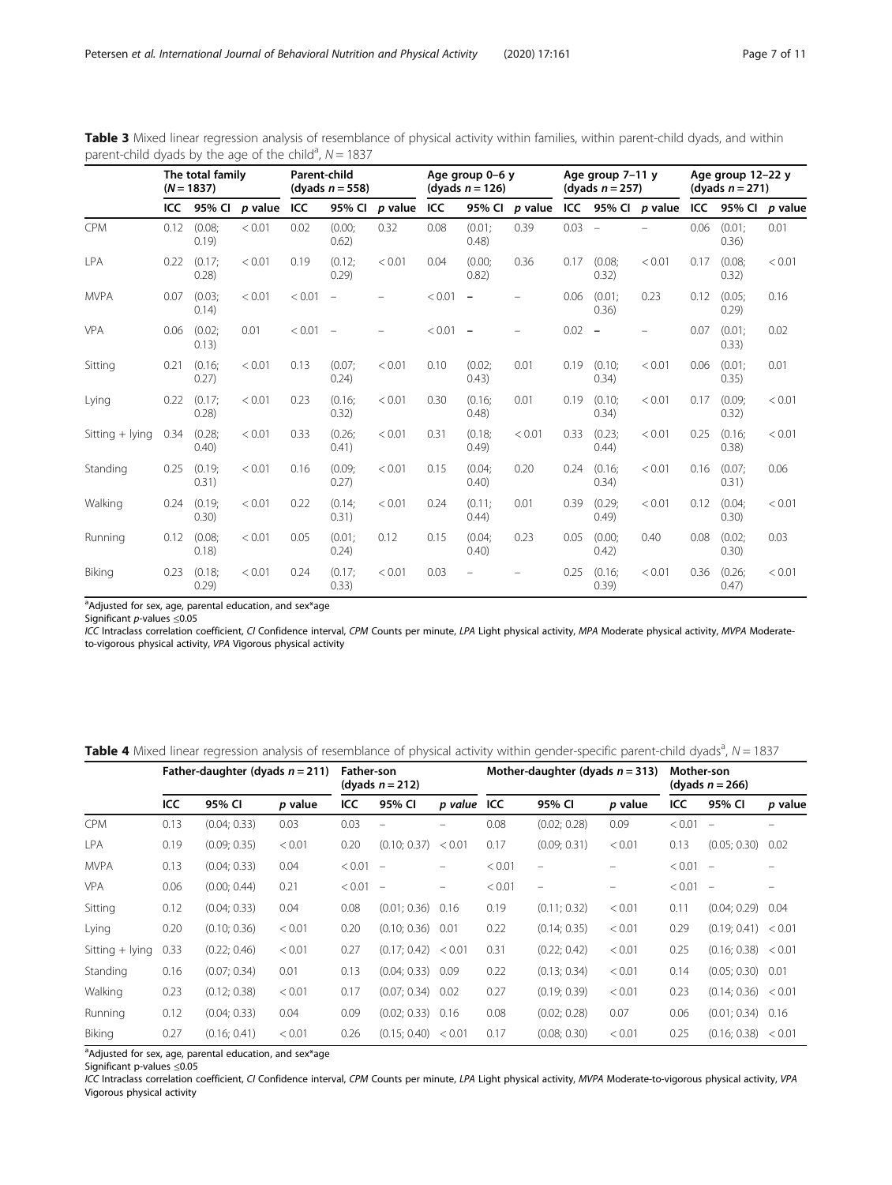**Table 3** Mixed linear regression analysis of resemblance of physical activity within families, within parent-child dyads, and within parent-child dyads by the age of the child[a], $N = 1837$

| | The total family ($N = 1837$) | | | Parent-child (dyads $n = 558$) | | | Age group 0–6 y (dyads $n = 126$) | | | Age group 7–11 y (dyads $n = 257$) | | | Age group 12–22 y (dyads $n = 271$) | | |
|---|---|---|---|---|---|---|---|---|---|---|---|---|---|---|---|
| | ICC | 95% CI | *p* value | ICC | 95% CI | *p* value | ICC | 95% CI | *p* value | ICC | 95% CI | *p* value | ICC | 95% CI | *p* value |
| CPM | 0.12 | (0.08; 0.19) | < 0.01 | 0.02 | (0.00; 0.62) | 0.32 | 0.08 | (0.01; 0.48) | 0.39 | 0.03 | – | – | 0.06 | (0.01; 0.36) | 0.01 |
| LPA | 0.22 | (0.17; 0.28) | < 0.01 | 0.19 | (0.12; 0.29) | < 0.01 | 0.04 | (0.00; 0.82) | 0.36 | 0.17 | (0.08; 0.32) | < 0.01 | 0.17 | (0.08; 0.32) | < 0.01 |
| MVPA | 0.07 | (0.03; 0.14) | < 0.01 | < 0.01 | – | – | < 0.01 | – | – | 0.06 | (0.01; 0.36) | 0.23 | 0.12 | (0.05; 0.29) | 0.16 |
| VPA | 0.06 | (0.02; 0.13) | 0.01 | < 0.01 | – | – | < 0.01 | – | – | 0.02 | – | – | 0.07 | (0.01; 0.33) | 0.02 |
| Sitting | 0.21 | (0.16; 0.27) | < 0.01 | 0.13 | (0.07; 0.24) | < 0.01 | 0.10 | (0.02; 0.43) | 0.01 | 0.19 | (0.10; 0.34) | < 0.01 | 0.06 | (0.01; 0.35) | 0.01 |
| Lying | 0.22 | (0.17; 0.28) | < 0.01 | 0.23 | (0.16; 0.32) | < 0.01 | 0.30 | (0.16; 0.48) | 0.01 | 0.19 | (0.10; 0.34) | < 0.01 | 0.17 | (0.09; 0.32) | < 0.01 |
| Sitting + lying | 0.34 | (0.28; 0.40) | < 0.01 | 0.33 | (0.26; 0.41) | < 0.01 | 0.31 | (0.18; 0.49) | < 0.01 | 0.33 | (0.23; 0.44) | < 0.01 | 0.25 | (0.16; 0.38) | < 0.01 |
| Standing | 0.25 | (0.19; 0.31) | < 0.01 | 0.16 | (0.09; 0.27) | < 0.01 | 0.15 | (0.04; 0.40) | 0.20 | 0.24 | (0.16; 0.34) | < 0.01 | 0.16 | (0.07; 0.31) | 0.06 |
| Walking | 0.24 | (0.19; 0.30) | < 0.01 | 0.22 | (0.14; 0.31) | < 0.01 | 0.24 | (0.11; 0.44) | 0.01 | 0.39 | (0.29; 0.49) | < 0.01 | 0.12 | (0.04; 0.30) | < 0.01 |
| Running | 0.12 | (0.08; 0.18) | < 0.01 | 0.05 | (0.01; 0.24) | 0.12 | 0.15 | (0.04; 0.40) | 0.23 | 0.05 | (0.00; 0.42) | 0.40 | 0.08 | (0.02; 0.30) | 0.03 |
| Biking | 0.23 | (0.18; 0.29) | < 0.01 | 0.24 | (0.17; 0.33) | < 0.01 | 0.03 | – | – | 0.25 | (0.16; 0.39) | < 0.01 | 0.36 | (0.26; 0.47) | < 0.01 |

[a]Adjusted for sex, age, parental education, and sex*age

Significant *p*-values ≤0.05

*ICC* Intraclass correlation coefficient, *CI* Confidence interval, *CPM* Counts per minute, *LPA* Light physical activity, *MPA* Moderate physical activity, *MVPA* Moderate-to-vigorous physical activity, *VPA* Vigorous physical activity

**Table 4** Mixed linear regression analysis of resemblance of physical activity within gender-specific parent-child dyads[a], $N = 1837$

| | Father-daughter (dyads $n = 211$) | | | Father-son (dyads $n = 212$) | | | Mother-daughter (dyads $n = 313$) | | | Mother-son (dyads $n = 266$) | | |
|---|---|---|---|---|---|---|---|---|---|---|---|---|
| | ICC | 95% CI | *p* value | ICC | 95% CI | *p value* | ICC | 95% CI | *p* value | ICC | 95% CI | *p* value |
| CPM | 0.13 | (0.04; 0.33) | 0.03 | 0.03 | – | – | 0.08 | (0.02; 0.28) | 0.09 | < 0.01 | – | – |
| LPA | 0.19 | (0.09; 0.35) | < 0.01 | 0.20 | (0.10; 0.37) | < 0.01 | 0.17 | (0.09; 0.31) | < 0.01 | 0.13 | (0.05; 0.30) | 0.02 |
| MVPA | 0.13 | (0.04; 0.33) | 0.04 | < 0.01 | – | – | < 0.01 | – | – | < 0.01 | – | – |
| VPA | 0.06 | (0.00; 0.44) | 0.21 | < 0.01 | – | – | < 0.01 | – | – | < 0.01 | – | – |
| Sitting | 0.12 | (0.04; 0.33) | 0.04 | 0.08 | (0.01; 0.36) | 0.16 | 0.19 | (0.11; 0.32) | < 0.01 | 0.11 | (0.04; 0.29) | 0.04 |
| Lying | 0.20 | (0.10; 0.36) | < 0.01 | 0.20 | (0.10; 0.36) | 0.01 | 0.22 | (0.14; 0.35) | < 0.01 | 0.29 | (0.19; 0.41) | < 0.01 |
| Sitting + lying | 0.33 | (0.22; 0.46) | < 0.01 | 0.27 | (0.17; 0.42) | < 0.01 | 0.31 | (0.22; 0.42) | < 0.01 | 0.25 | (0.16; 0.38) | < 0.01 |
| Standing | 0.16 | (0.07; 0.34) | 0.01 | 0.13 | (0.04; 0.33) | 0.09 | 0.22 | (0.13; 0.34) | < 0.01 | 0.14 | (0.05; 0.30) | 0.01 |
| Walking | 0.23 | (0.12; 0.38) | < 0.01 | 0.17 | (0.07; 0.34) | 0.02 | 0.27 | (0.19; 0.39) | < 0.01 | 0.23 | (0.14; 0.36) | < 0.01 |
| Running | 0.12 | (0.04; 0.33) | 0.04 | 0.09 | (0.02; 0.33) | 0.16 | 0.08 | (0.02; 0.28) | 0.07 | 0.06 | (0.01; 0.34) | 0.16 |
| Biking | 0.27 | (0.16; 0.41) | < 0.01 | 0.26 | (0.15; 0.40) | < 0.01 | 0.17 | (0.08; 0.30) | < 0.01 | 0.25 | (0.16; 0.38) | < 0.01 |

[a]Adjusted for sex, age, parental education, and sex*age

Significant p-values ≤0.05

*ICC* Intraclass correlation coefficient, *CI* Confidence interval, *CPM* Counts per minute, *LPA* Light physical activity, *MVPA* Moderate-to-vigorous physical activity, *VPA* Vigorous physical activity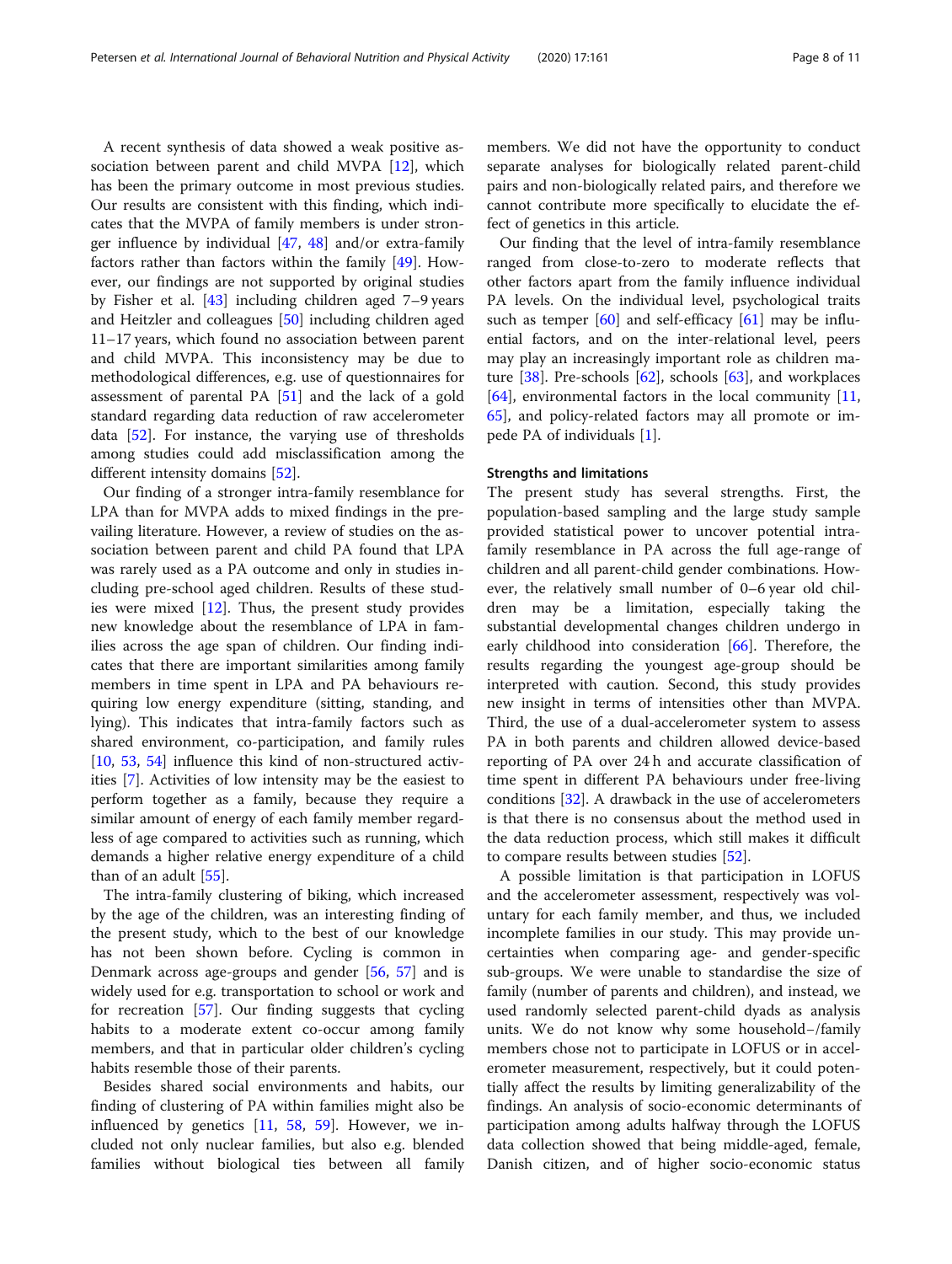A recent synthesis of data showed a weak positive association between parent and child MVPA [12], which has been the primary outcome in most previous studies. Our results are consistent with this finding, which indicates that the MVPA of family members is under stronger influence by individual [47, 48] and/or extra-family factors rather than factors within the family [49]. However, our findings are not supported by original studies by Fisher et al. [43] including children aged 7–9 years and Heitzler and colleagues [50] including children aged 11–17 years, which found no association between parent and child MVPA. This inconsistency may be due to methodological differences, e.g. use of questionnaires for assessment of parental PA [51] and the lack of a gold standard regarding data reduction of raw accelerometer data [52]. For instance, the varying use of thresholds among studies could add misclassification among the different intensity domains [52].

Our finding of a stronger intra-family resemblance for LPA than for MVPA adds to mixed findings in the prevailing literature. However, a review of studies on the association between parent and child PA found that LPA was rarely used as a PA outcome and only in studies including pre-school aged children. Results of these studies were mixed [12]. Thus, the present study provides new knowledge about the resemblance of LPA in families across the age span of children. Our finding indicates that there are important similarities among family members in time spent in LPA and PA behaviours requiring low energy expenditure (sitting, standing, and lying). This indicates that intra-family factors such as shared environment, co-participation, and family rules [10, 53, 54] influence this kind of non-structured activities [7]. Activities of low intensity may be the easiest to perform together as a family, because they require a similar amount of energy of each family member regardless of age compared to activities such as running, which demands a higher relative energy expenditure of a child than of an adult [55].

The intra-family clustering of biking, which increased by the age of the children, was an interesting finding of the present study, which to the best of our knowledge has not been shown before. Cycling is common in Denmark across age-groups and gender [56, 57] and is widely used for e.g. transportation to school or work and for recreation [57]. Our finding suggests that cycling habits to a moderate extent co-occur among family members, and that in particular older children's cycling habits resemble those of their parents.

Besides shared social environments and habits, our finding of clustering of PA within families might also be influenced by genetics [11, 58, 59]. However, we included not only nuclear families, but also e.g. blended families without biological ties between all family members. We did not have the opportunity to conduct separate analyses for biologically related parent-child pairs and non-biologically related pairs, and therefore we cannot contribute more specifically to elucidate the effect of genetics in this article.

Our finding that the level of intra-family resemblance ranged from close-to-zero to moderate reflects that other factors apart from the family influence individual PA levels. On the individual level, psychological traits such as temper [60] and self-efficacy [61] may be influential factors, and on the inter-relational level, peers may play an increasingly important role as children mature [38]. Pre-schools [62], schools [63], and workplaces [64], environmental factors in the local community [11, 65], and policy-related factors may all promote or impede PA of individuals [1].

### Strengths and limitations

The present study has several strengths. First, the population-based sampling and the large study sample provided statistical power to uncover potential intra-family resemblance in PA across the full age-range of children and all parent-child gender combinations. However, the relatively small number of 0–6 year old children may be a limitation, especially taking the substantial developmental changes children undergo in early childhood into consideration [66]. Therefore, the results regarding the youngest age-group should be interpreted with caution. Second, this study provides new insight in terms of intensities other than MVPA. Third, the use of a dual-accelerometer system to assess PA in both parents and children allowed device-based reporting of PA over 24 h and accurate classification of time spent in different PA behaviours under free-living conditions [32]. A drawback in the use of accelerometers is that there is no consensus about the method used in the data reduction process, which still makes it difficult to compare results between studies [52].

A possible limitation is that participation in LOFUS and the accelerometer assessment, respectively was voluntary for each family member, and thus, we included incomplete families in our study. This may provide uncertainties when comparing age- and gender-specific sub-groups. We were unable to standardise the size of family (number of parents and children), and instead, we used randomly selected parent-child dyads as analysis units. We do not know why some household−/family members chose not to participate in LOFUS or in accelerometer measurement, respectively, but it could potentially affect the results by limiting generalizability of the findings. An analysis of socio-economic determinants of participation among adults halfway through the LOFUS data collection showed that being middle-aged, female, Danish citizen, and of higher socio-economic status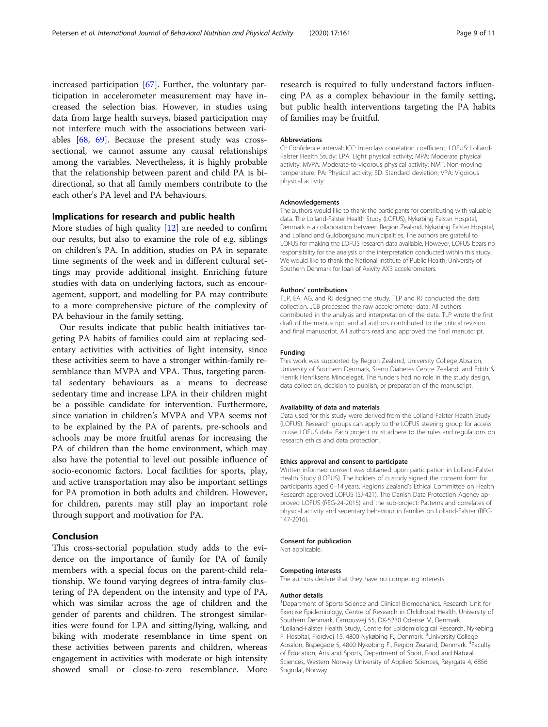increased participation [67]. Further, the voluntary participation in accelerometer measurement may have increased the selection bias. However, in studies using data from large health surveys, biased participation may not interfere much with the associations between variables [68, 69]. Because the present study was cross-sectional, we cannot assume any causal relationships among the variables. Nevertheless, it is highly probable that the relationship between parent and child PA is bi-directional, so that all family members contribute to the each other's PA level and PA behaviours.

## Implications for research and public health

More studies of high quality [12] are needed to confirm our results, but also to examine the role of e.g. siblings on children's PA. In addition, studies on PA in separate time segments of the week and in different cultural settings may provide additional insight. Enriching future studies with data on underlying factors, such as encouragement, support, and modelling for PA may contribute to a more comprehensive picture of the complexity of PA behaviour in the family setting.

Our results indicate that public health initiatives targeting PA habits of families could aim at replacing sedentary activities with activities of light intensity, since these activities seem to have a stronger within-family resemblance than MVPA and VPA. Thus, targeting parental sedentary behaviours as a means to decrease sedentary time and increase LPA in their children might be a possible candidate for intervention. Furthermore, since variation in children's MVPA and VPA seems not to be explained by the PA of parents, pre-schools and schools may be more fruitful arenas for increasing the PA of children than the home environment, which may also have the potential to level out possible influence of socio-economic factors. Local facilities for sports, play, and active transportation may also be important settings for PA promotion in both adults and children. However, for children, parents may still play an important role through support and motivation for PA.

## Conclusion

This cross-sectorial population study adds to the evidence on the importance of family for PA of family members with a special focus on the parent-child relationship. We found varying degrees of intra-family clustering of PA dependent on the intensity and type of PA, which was similar across the age of children and the gender of parents and children. The strongest similarities were found for LPA and sitting/lying, walking, and biking with moderate resemblance in time spent on these activities between parents and children, whereas engagement in activities with moderate or high intensity showed small or close-to-zero resemblance. More research is required to fully understand factors influencing PA as a complex behaviour in the family setting, but public health interventions targeting the PA habits of families may be fruitful.

#### Abbreviations

CI: Confidence interval; ICC: Interclass correlation coefficient; LOFUS: Lolland-Falster Health Study; LPA: Light physical activity; MPA: Moderate physical activity; MVPA: Moderate-to-vigorous physical activity; NMT: Non-moving temperature; PA: Physical activity; SD: Standard deviation; VPA: Vigorous physical activity

#### Acknowledgements

The authors would like to thank the participants for contributing with valuable data. The Lolland-Falster Health Study (LOFUS), Nykøbing Falster Hospital, Denmark is a collaboration between Region Zealand, Nykøbing Falster Hospital, and Lolland and Guldborgsund municipalities. The authors are grateful to LOFUS for making the LOFUS research data available. However, LOFUS bears no responsibility for the analysis or the interpretation conducted within this study. We would like to thank the National Institute of Public Health, University of Southern Denmark for loan of Axivity AX3 accelerometers.

#### Authors' contributions

TLP, EA, AG, and RJ designed the study. TLP and RJ conducted the data collection. JCB processed the raw accelerometer data. All authors contributed in the analysis and interpretation of the data. TLP wrote the first draft of the manuscript, and all authors contributed to the critical revision and final manuscript. All authors read and approved the final manuscript.

#### Funding

This work was supported by Region Zealand, University College Absalon, University of Southern Denmark, Steno Diabetes Centre Zealand, and Edith & Henrik Henriksens Mindelegat. The funders had no role in the study design, data collection, decision to publish, or preparation of the manuscript.

#### Availability of data and materials

Data used for this study were derived from the Lolland-Falster Health Study (LOFUS). Research groups can apply to the LOFUS steering group for access to use LOFUS data. Each project must adhere to the rules and regulations on research ethics and data protection.

#### Ethics approval and consent to participate

Written informed consent was obtained upon participation in Lolland-Falster Health Study (LOFUS). The holders of custody signed the consent form for participants aged 0–14 years. Regions Zealand's Ethical Committee on Health Research approved LOFUS (SJ-421). The Danish Data Protection Agency approved LOFUS (REG-24-2015) and the sub-project: Patterns and correlates of physical activity and sedentary behaviour in families on Lolland-Falster (REG-147-2016).

#### Consent for publication

Not applicable.

#### Competing interests

The authors declare that they have no competing interests.

#### Author details

[1]Department of Sports Science and Clinical Biomechanics, Research Unit for Exercise Epidemiology, Centre of Research in Childhood Health, University of Southern Denmark, Campusvej 55, DK-5230 Odense M, Denmark. [2]Lolland-Falster Health Study, Centre for Epidemiological Research, Nykøbing F. Hospital, Fjordvej 15, 4800 Nykøbing F., Denmark. [3]University College Absalon, Bispegade 5, 4800 Nykøbing F., Region Zealand, Denmark. [4]Faculty of Education, Arts and Sports, Department of Sport, Food and Natural Sciences, Western Norway University of Applied Sciences, Røyrgata 4, 6856 Sogndal, Norway.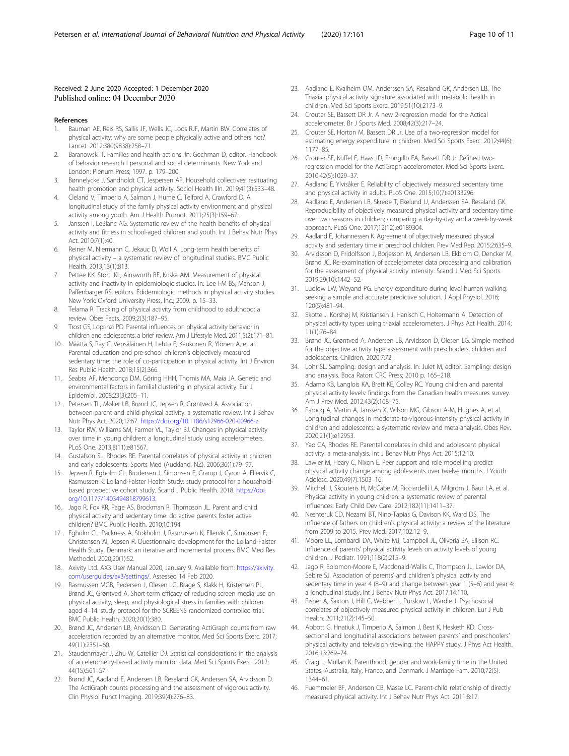Received: 2 June 2020 Accepted: 1 December 2020
Published online: 04 December 2020

## References

1. Bauman AE, Reis RS, Sallis JF, Wells JC, Loos RJF, Martin BW. Correlates of physical activity: why are some people physically active and others not? Lancet. 2012;380(9838):258–71.
2. Baranowski T. Families and health actions. In: Gochman D, editor. Handbook of behavior research I personal and social determinants. New York and London: Plenum Press; 1997. p. 179–200.
3. Bønnelycke J, Sandholdt CT, Jespersen AP. Household collectives: resituating health promotion and physical activity. Sociol Health Illn. 2019;41(3):533–48.
4. Cleland V, Timperio A, Salmon J, Hume C, Telford A, Crawford D. A longitudinal study of the family physical activity environment and physical activity among youth. Am J Health Promot. 2011;25(3):159–67.
5. Janssen I, LeBlanc AG. Systematic review of the health benefits of physical activity and fitness in school-aged children and youth. Int J Behav Nutr Phys Act. 2010;7(1):40.
6. Reiner M, Niermann C, Jekauc D, Woll A. Long-term health benefits of physical activity – a systematic review of longitudinal studies. BMC Public Health. 2013;13(1):813.
7. Pettee KK, Storti KL, Ainsworth BE, Kriska AM. Measurement of physical activity and inactivity in epidemiologic studies. In: Lee I-M BS, Manson J, Paffenbarger RS, editors. Edidemiologic methods in physical activity studies. New York: Oxford University Press, Inc.; 2009. p. 15–33.
8. Telama R. Tracking of physical activity from childhood to adulthood: a review. Obes Facts. 2009;2(3):187–95.
9. Trost GS, Loprinzi PD. Parental influences on physical activity behavior in children and adolescents: a brief review. Am J Lifestyle Med. 2011;5(2):171–81.
10. Määttä S, Ray C, Vepsäläinen H, Lehto E, Kaukonen R, Ylönen A, et al. Parental education and pre-school children's objectively measured sedentary time: the role of co-participation in physical activity. Int J Environ Res Public Health. 2018;15(2):366.
11. Seabra AF, Mendonça DM, Göring HHH, Thomis MA, Maia JA. Genetic and environmental factors in familial clustering in physical activity. Eur J Epidemiol. 2008;23(3):205–11.
12. Petersen TL, Møller LB, Brønd JC, Jepsen R, Grøntved A. Association between parent and child physical activity: a systematic review. Int J Behav Nutr Phys Act. 2020;17:67. https://doi.org/10.1186/s12966-020-00966-z.
13. Taylor RW, Williams SM, Farmer VL, Taylor BJ. Changes in physical activity over time in young children: a longitudinal study using accelerometers. PLoS One. 2013;8(11):e81567.
14. Gustafson SL, Rhodes RE. Parental correlates of physical activity in children and early adolescents. Sports Med (Auckland, NZ). 2006;36(1):79–97.
15. Jepsen R, Egholm CL, Brodersen J, Simonsen E, Grarup J, Cyron A, Ellervik C, Rasmussen K. Lolland-Falster Health Study: study protocol for a household-based prospective cohort study. Scand J Public Health. 2018. https://doi.org/10.1177/1403494818799613.
16. Jago R, Fox KR, Page AS, Brockman R, Thompson JL. Parent and child physical activity and sedentary time: do active parents foster active children? BMC Public Health. 2010;10:194.
17. Egholm CL, Packness A, Stokholm J, Rasmussen K, Ellervik C, Simonsen E, Christensen AI, Jepsen R. Questionnaire development for the Lolland-Falster Health Study, Denmark: an iterative and incremental process. BMC Med Res Methodol. 2020;20(1):52.
18. Axivity Ltd. AX3 User Manual 2020, January 9. Available from: https://axivity.com/userguides/ax3/settings/. Assessed 14 Feb 2020.
19. Rasmussen MGB, Pedersen J, Olesen LG, Brage S, Klakk H, Kristensen PL, Brønd JC, Grøntved A. Short-term efficacy of reducing screen media use on physical activity, sleep, and physiological stress in families with children aged 4–14: study protocol for the SCREENS randomized controlled trial. BMC Public Health. 2020;20(1):380.
20. Brønd JC, Andersen LB, Arvidsson D. Generating ActiGraph counts from raw acceleration recorded by an alternative monitor. Med Sci Sports Exerc. 2017;49(11):2351–60.
21. Staudenmayer J, Zhu W, Catellier DJ. Statistical considerations in the analysis of accelerometry-based activity monitor data. Med Sci Sports Exerc. 2012;44(1S):S61–S7.
22. Brønd JC, Aadland E, Andersen LB, Resaland GK, Andersen SA, Arvidsson D. The ActiGraph counts processing and the assessment of vigorous activity. Clin Physiol Funct Imaging. 2019;39(4):276–83.
23. Aadland E, Kvalheim OM, Anderssen SA, Resaland GK, Andersen LB. The Triaxial physical activity signature associated with metabolic health in children. Med Sci Sports Exerc. 2019;51(10):2173–9.
24. Crouter SE, Bassett DR Jr. A new 2-regression model for the Actical accelerometer. Br J Sports Med. 2008;42(3):217–24.
25. Crouter SE, Horton M, Bassett DR Jr. Use of a two-regression model for estimating energy expenditure in children. Med Sci Sports Exerc. 2012;44(6):1177–85.
26. Crouter SE, Kuffel E, Haas JD, Frongillo EA, Bassett DR Jr. Refined two-regression model for the ActiGraph accelerometer. Med Sci Sports Exerc. 2010;42(5):1029–37.
27. Aadland E, Ylvisåker E. Reliability of objectively measured sedentary time and physical activity in adults. PLoS One. 2015;10(7):e0133296.
28. Aadland E, Andersen LB, Skrede T, Ekelund U, Anderssen SA, Resaland GK. Reproducibility of objectively measured physical activity and sedentary time over two seasons in children; comparing a day-by-day and a week-by-week approach. PLoS One. 2017;12(12):e0189304.
29. Aadland E, Johannessen K. Agreement of objectively measured physical activity and sedentary time in preschool children. Prev Med Rep. 2015;2:635–9.
30. Arvidsson D, Fridolfsson J, Borjesson M, Andersen LB, Ekblom O, Dencker M, Brønd JC. Re-examination of accelerometer data processing and calibration for the assessment of physical activity intensity. Scand J Med Sci Sports. 2019;29(10):1442–52.
31. Ludlow LW, Weyand PG. Energy expenditure during level human walking: seeking a simple and accurate predictive solution. J Appl Physiol. 2016;120(5):481–94.
32. Skotte J, Korshøj M, Kristiansen J, Hanisch C, Holtermann A. Detection of physical activity types using triaxial accelerometers. J Phys Act Health. 2014;11(1):76–84.
33. Brønd JC, Grøntved A, Andersen LB, Arvidsson D, Olesen LG. Simple method for the objective activity type assessment with preschoolers, children and adolescents. Children. 2020;7:72.
34. Lohr SL. Sampling: design and analysis. In: Julet M, editor. Sampling: design and analysis. Boca Raton: CRC Press; 2010 p. 165–218.
35. Adamo KB, Langlois KA, Brett KE, Colley RC. Young children and parental physical activity levels: findings from the Canadian health measures survey. Am J Prev Med. 2012;43(2):168–75.
36. Farooq A, Martin A, Janssen X, Wilson MG, Gibson A-M, Hughes A, et al. Longitudinal changes in moderate-to-vigorous-intensity physical activity in children and adolescents: a systematic review and meta-analysis. Obes Rev. 2020;21(1):e12953.
37. Yao CA, Rhodes RE. Parental correlates in child and adolescent physical activity: a meta-analysis. Int J Behav Nutr Phys Act. 2015;12:10.
38. Lawler M, Heary C, Nixon E. Peer support and role modelling predict physical activity change among adolescents over twelve months. J Youth Adolesc. 2020;49(7):1503–16.
39. Mitchell J, Skouteris H, McCabe M, Ricciardelli LA, Milgrom J, Baur LA, et al. Physical activity in young children: a systematic review of parental influences. Early Child Dev Care. 2012;182(11):1411–37.
40. Neshteruk CD, Nezami BT, Nino-Tapias G, Davison KK, Ward DS. The influence of fathers on children's physical activity: a review of the literature from 2009 to 2015. Prev Med. 2017;102:12–9.
41. Moore LL, Lombardi DA, White MJ, Campbell JL, Oliveria SA, Ellison RC. Influence of parents' physical activity levels on activity levels of young children. J Pediatr. 1991;118(2):215–9.
42. Jago R, Solomon-Moore E, Macdonald-Wallis C, Thompson JL, Lawlor DA, Sebire SJ. Association of parents' and children's physical activity and sedentary time in year 4 (8–9) and change between year 1 (5–6) and year 4: a longitudinal study. Int J Behav Nutr Phys Act. 2017;14:110.
43. Fisher A, Saxton J, Hill C, Webber L, Purslow L, Wardle J. Psychosocial correlates of objectively measured physical activity in children. Eur J Pub Health. 2011;21(2):145–50.
44. Abbott G, Hnatiuk J, Timperio A, Salmon J, Best K, Hesketh KD. Cross-sectional and longitudinal associations between parents' and preschoolers' physical activity and television viewing: the HAPPY study. J Phys Act Health. 2016;13:269–74.
45. Craig L, Mullan K. Parenthood, gender and work-family time in the United States, Australia, Italy, France, and Denmark. J Marriage Fam. 2010;72(5):1344–61.
46. Fuemmeler BF, Anderson CB, Masse LC. Parent-child relationship of directly measured physical activity. Int J Behav Nutr Phys Act. 2011;8:17.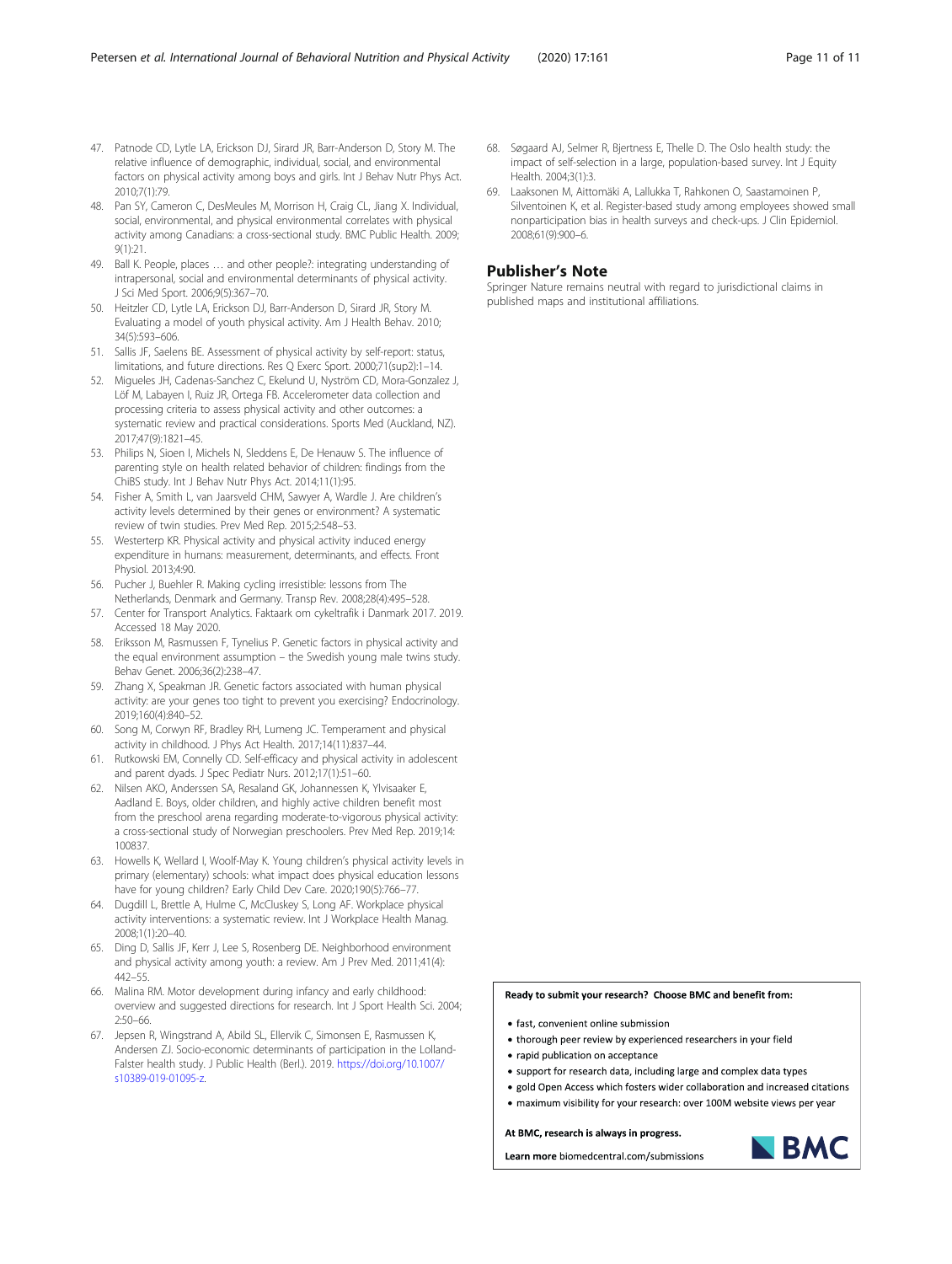47. Patnode CD, Lytle LA, Erickson DJ, Sirard JR, Barr-Anderson D, Story M. The relative influence of demographic, individual, social, and environmental factors on physical activity among boys and girls. Int J Behav Nutr Phys Act. 2010;7(1):79.
48. Pan SY, Cameron C, DesMeules M, Morrison H, Craig CL, Jiang X. Individual, social, environmental, and physical environmental correlates with physical activity among Canadians: a cross-sectional study. BMC Public Health. 2009; 9(1):21.
49. Ball K. People, places … and other people?: integrating understanding of intrapersonal, social and environmental determinants of physical activity. J Sci Med Sport. 2006;9(5):367–70.
50. Heitzler CD, Lytle LA, Erickson DJ, Barr-Anderson D, Sirard JR, Story M. Evaluating a model of youth physical activity. Am J Health Behav. 2010; 34(5):593–606.
51. Sallis JF, Saelens BE. Assessment of physical activity by self-report: status, limitations, and future directions. Res Q Exerc Sport. 2000;71(sup2):1–14.
52. Migueles JH, Cadenas-Sanchez C, Ekelund U, Nyström CD, Mora-Gonzalez J, Löf M, Labayen I, Ruiz JR, Ortega FB. Accelerometer data collection and processing criteria to assess physical activity and other outcomes: a systematic review and practical considerations. Sports Med (Auckland, NZ). 2017;47(9):1821–45.
53. Philips N, Sioen I, Michels N, Sleddens E, De Henauw S. The influence of parenting style on health related behavior of children: findings from the ChiBS study. Int J Behav Nutr Phys Act. 2014;11(1):95.
54. Fisher A, Smith L, van Jaarsveld CHM, Sawyer A, Wardle J. Are children's activity levels determined by their genes or environment? A systematic review of twin studies. Prev Med Rep. 2015;2:548–53.
55. Westerterp KR. Physical activity and physical activity induced energy expenditure in humans: measurement, determinants, and effects. Front Physiol. 2013;4:90.
56. Pucher J, Buehler R. Making cycling irresistible: lessons from The Netherlands, Denmark and Germany. Transp Rev. 2008;28(4):495–528.
57. Center for Transport Analytics. Faktaark om cykeltrafik i Danmark 2017. 2019. Accessed 18 May 2020.
58. Eriksson M, Rasmussen F, Tynelius P. Genetic factors in physical activity and the equal environment assumption – the Swedish young male twins study. Behav Genet. 2006;36(2):238–47.
59. Zhang X, Speakman JR. Genetic factors associated with human physical activity: are your genes too tight to prevent you exercising? Endocrinology. 2019;160(4):840–52.
60. Song M, Corwyn RF, Bradley RH, Lumeng JC. Temperament and physical activity in childhood. J Phys Act Health. 2017;14(11):837–44.
61. Rutkowski EM, Connelly CD. Self-efficacy and physical activity in adolescent and parent dyads. J Spec Pediatr Nurs. 2012;17(1):51–60.
62. Nilsen AKO, Anderssen SA, Resaland GK, Johannessen K, Ylvisaaker E, Aadland E. Boys, older children, and highly active children benefit most from the preschool arena regarding moderate-to-vigorous physical activity: a cross-sectional study of Norwegian preschoolers. Prev Med Rep. 2019;14: 100837.
63. Howells K, Wellard I, Woolf-May K. Young children's physical activity levels in primary (elementary) schools: what impact does physical education lessons have for young children? Early Child Dev Care. 2020;190(5):766–77.
64. Dugdill L, Brettle A, Hulme C, McCluskey S, Long AF. Workplace physical activity interventions: a systematic review. Int J Workplace Health Manag. 2008;1(1):20–40.
65. Ding D, Sallis JF, Kerr J, Lee S, Rosenberg DE. Neighborhood environment and physical activity among youth: a review. Am J Prev Med. 2011;41(4): 442–55.
66. Malina RM. Motor development during infancy and early childhood: overview and suggested directions for research. Int J Sport Health Sci. 2004; 2:50–66.
67. Jepsen R, Wingstrand A, Abild SL, Ellervik C, Simonsen E, Rasmussen K, Andersen ZJ. Socio-economic determinants of participation in the Lolland-Falster health study. J Public Health (Berl.). 2019. https://doi.org/10.1007/s10389-019-01095-z.
68. Søgaard AJ, Selmer R, Bjertness E, Thelle D. The Oslo health study: the impact of self-selection in a large, population-based survey. Int J Equity Health. 2004;3(1):3.
69. Laaksonen M, Aittomäki A, Lallukka T, Rahkonen O, Saastamoinen P, Silventoinen K, et al. Register-based study among employees showed small nonparticipation bias in health surveys and check-ups. J Clin Epidemiol. 2008;61(9):900–6.

## Publisher's Note

Springer Nature remains neutral with regard to jurisdictional claims in published maps and institutional affiliations.

**Ready to submit your research? Choose BMC and benefit from:**

- fast, convenient online submission
- thorough peer review by experienced researchers in your field
- rapid publication on acceptance
- support for research data, including large and complex data types
- gold Open Access which fosters wider collaboration and increased citations
- maximum visibility for your research: over 100M website views per year

**At BMC, research is always in progress.**

**Learn more** biomedcentral.com/submissions

BMC